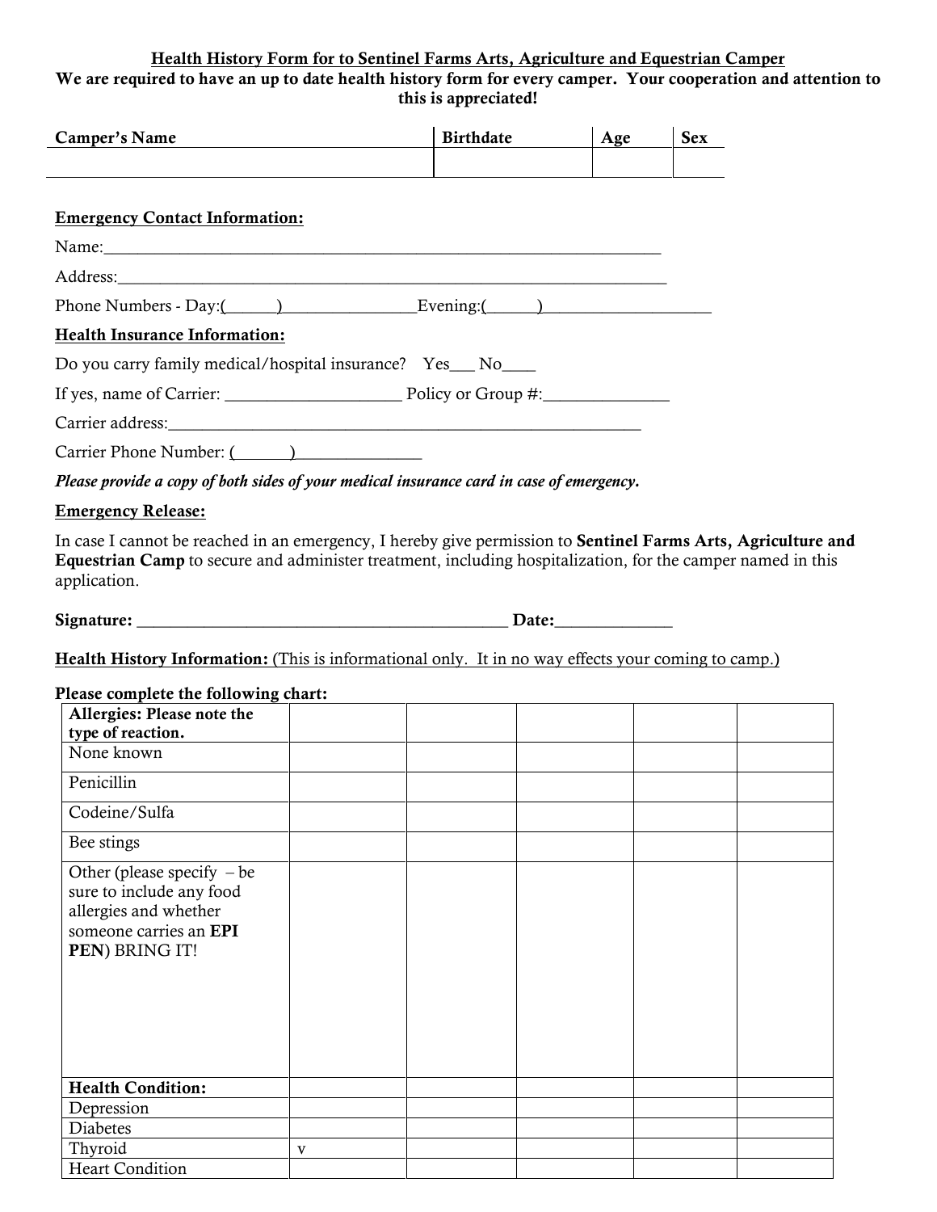**Health History Form for to Sentinel Farms Arts, Agriculture and Equestrian Camper**

**We are required to have an up to date health history form for every camper. Your cooperation and attention to this is appreciated!**

| Camper's Name | Birthdate | Age | Sex |
|---|---|---|---|
| | | | |

**Emergency Contact Information:**

Name:_______________________________________________________________

Address:_____________________________________________________________

Phone Numbers - Day:(______)________________Evening:(______)____________________

**Health Insurance Information:**

Do you carry family medical/hospital insurance? Yes___ No____

If yes, name of Carrier: _____________________ Policy or Group #:_______________

Carrier address:_______________________________________________________

Carrier Phone Number: (_______)_______________

***Please provide a copy of both sides of your medical insurance card in case of emergency.***

**Emergency Release:**

In case I cannot be reached in an emergency, I hereby give permission to **Sentinel Farms Arts, Agriculture and Equestrian Camp** to secure and administer treatment, including hospitalization, for the camper named in this application.

**Signature:** _____________________________________________ **Date:**______________

**Health History Information:** (This is informational only. It in no way effects your coming to camp.)

**Please complete the following chart:**

| **Allergies: Please note the type of reaction.** | | | | | |
|---|---|---|---|---|---|
| None known | | | | | |
| Penicillin | | | | | |
| Codeine/Sulfa | | | | | |
| Bee stings | | | | | |
| Other (please specify – be sure to include any food allergies and whether someone carries an **EPI PEN**) BRING IT! | | | | | |
| **Health Condition:** | | | | | |
| Depression | | | | | |
| Diabetes | | | | | |
| Thyroid | v | | | | |
| Heart Condition | | | | | |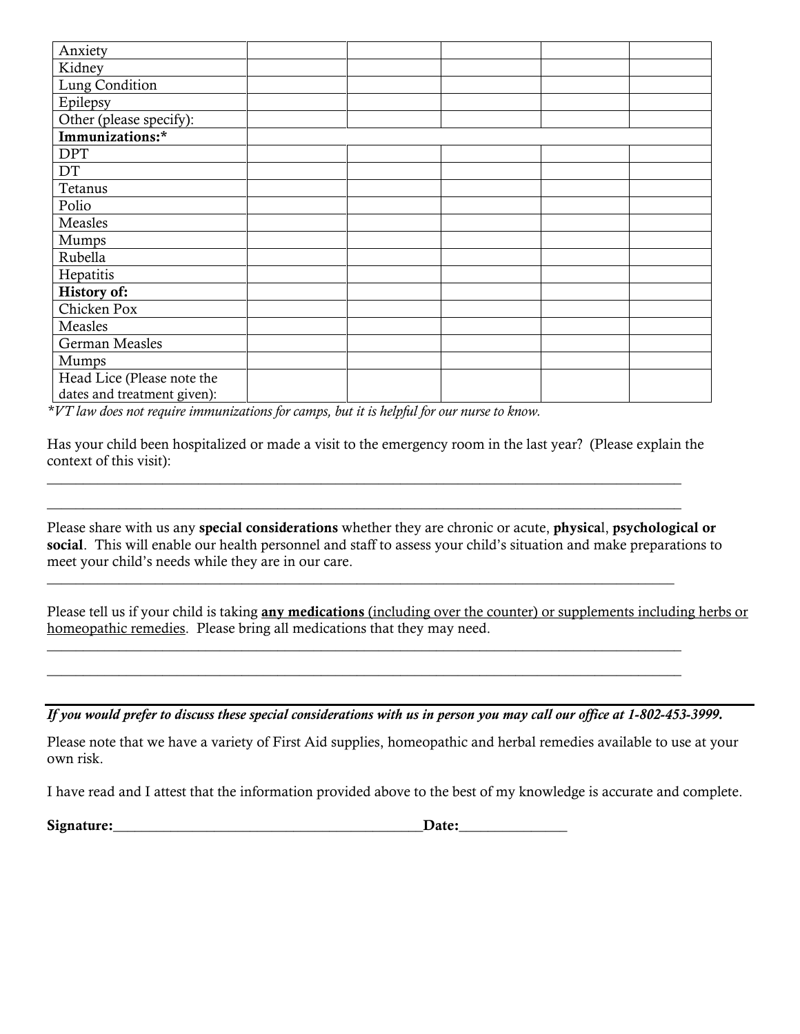| | | | | | |
|---|---|---|---|---|---|
| Anxiety | | | | | |
| Kidney | | | | | |
| Lung Condition | | | | | |
| Epilepsy | | | | | |
| Other (please specify): | | | | | |
| **Immunizations:*** | | | | | |
| DPT | | | | | |
| DT | | | | | |
| Tetanus | | | | | |
| Polio | | | | | |
| Measles | | | | | |
| Mumps | | | | | |
| Rubella | | | | | |
| Hepatitis | | | | | |
| **History of:** | | | | | |
| Chicken Pox | | | | | |
| Measles | | | | | |
| German Measles | | | | | |
| Mumps | | | | | |
| Head Lice (Please note the dates and treatment given): | | | | | |

*\*VT law does not require immunizations for camps, but it is helpful for our nurse to know.*

Has your child been hospitalized or made a visit to the emergency room in the last year? (Please explain the context of this visit):

___________________________________________________________________________________

___________________________________________________________________________________

Please share with us any **special considerations** whether they are chronic or acute, **physica**l, **psychological or social**. This will enable our health personnel and staff to assess your child's situation and make preparations to meet your child's needs while they are in our care.

___________________________________________________________________________________

Please tell us if your child is taking **any medications** (including over the counter) or supplements including herbs or homeopathic remedies. Please bring all medications that they may need.

___________________________________________________________________________________

___________________________________________________________________________________

***If you would prefer to discuss these special considerations with us in person you may call our office at 1-802-453-3999.***

Please note that we have a variety of First Aid supplies, homeopathic and herbal remedies available to use at your own risk.

I have read and I attest that the information provided above to the best of my knowledge is accurate and complete.

**Signature:**___________________________________________**Date:**______________